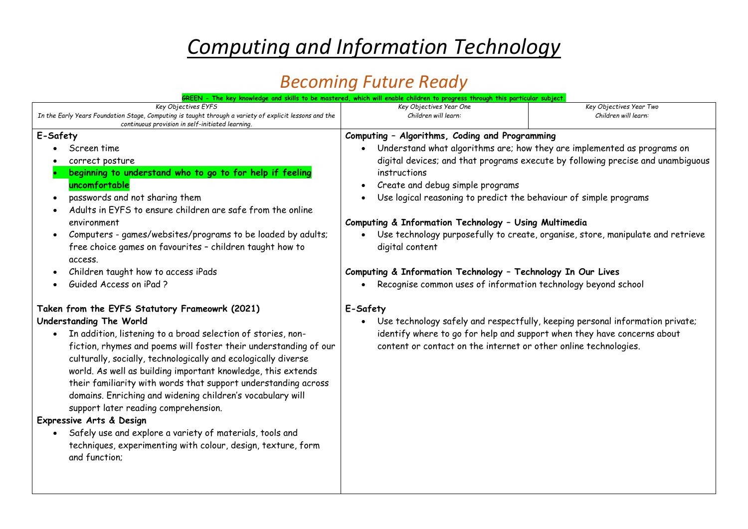# *Computing and Information Technology*

## *Becoming Future Ready*

**GREEN - The key knowledge and skills to be mastered, which will enable children to progress through this particular subject.**

| *Key Objectives EYFS*<br>*In the Early Years Foundation Stage, Computing is taught through a variety of explicit lessons and the continuous provision in self-initiated learning.* | *Key Objectives Year One*<br>*Children will learn:* | *Key Objectives Year Two*<br>*Children will learn:* |
|---|---|---|
| **E-Safety**<br>• Screen time<br>• correct posture<br>• **beginning to understand who to go to for help if feeling uncomfortable**<br>• passwords and not sharing them<br>• Adults in EYFS to ensure children are safe from the online environment<br>• Computers - games/websites/programs to be loaded by adults; free choice games on favourites – children taught how to access.<br>• Children taught how to access iPads<br>• Guided Access on iPad ?<br><br>**Taken from the EYFS Statutory Frameowrk (2021)**<br>**Understanding The World**<br>• In addition, listening to a broad selection of stories, non-fiction, rhymes and poems will foster their understanding of our culturally, socially, technologically and ecologically diverse world. As well as building important knowledge, this extends their familiarity with words that support understanding across domains. Enriching and widening children's vocabulary will support later reading comprehension.<br>**Expressive Arts & Design**<br>• Safely use and explore a variety of materials, tools and techniques, experimenting with colour, design, texture, form and function; | **Computing – Algorithms, Coding and Programming**<br>• Understand what algorithms are; how they are implemented as programs on digital devices; and that programs execute by following precise and unambiguous instructions<br>• Create and debug simple programs<br>• Use logical reasoning to predict the behaviour of simple programs<br><br>**Computing & Information Technology – Using Multimedia**<br>• Use technology purposefully to create, organise, store, manipulate and retrieve digital content<br><br>**Computing & Information Technology – Technology In Our Lives**<br>• Recognise common uses of information technology beyond school<br><br>**E-Safety**<br>• Use technology safely and respectfully, keeping personal information private; identify where to go for help and support when they have concerns about content or contact on the internet or other online technologies. | |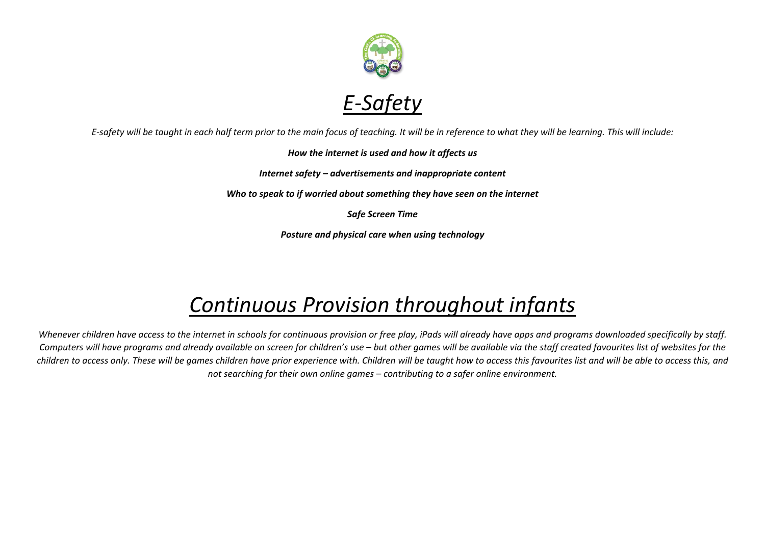# *E-Safety*

*E-safety will be taught in each half term prior to the main focus of teaching. It will be in reference to what they will be learning. This will include:*

***How the internet is used and how it affects us***

***Internet safety – advertisements and inappropriate content***

***Who to speak to if worried about something they have seen on the internet***

***Safe Screen Time***

***Posture and physical care when using technology***

# *Continuous Provision throughout infants*

*Whenever children have access to the internet in schools for continuous provision or free play, iPads will already have apps and programs downloaded specifically by staff. Computers will have programs and already available on screen for children's use – but other games will be available via the staff created favourites list of websites for the children to access only. These will be games children have prior experience with. Children will be taught how to access this favourites list and will be able to access this, and not searching for their own online games – contributing to a safer online environment.*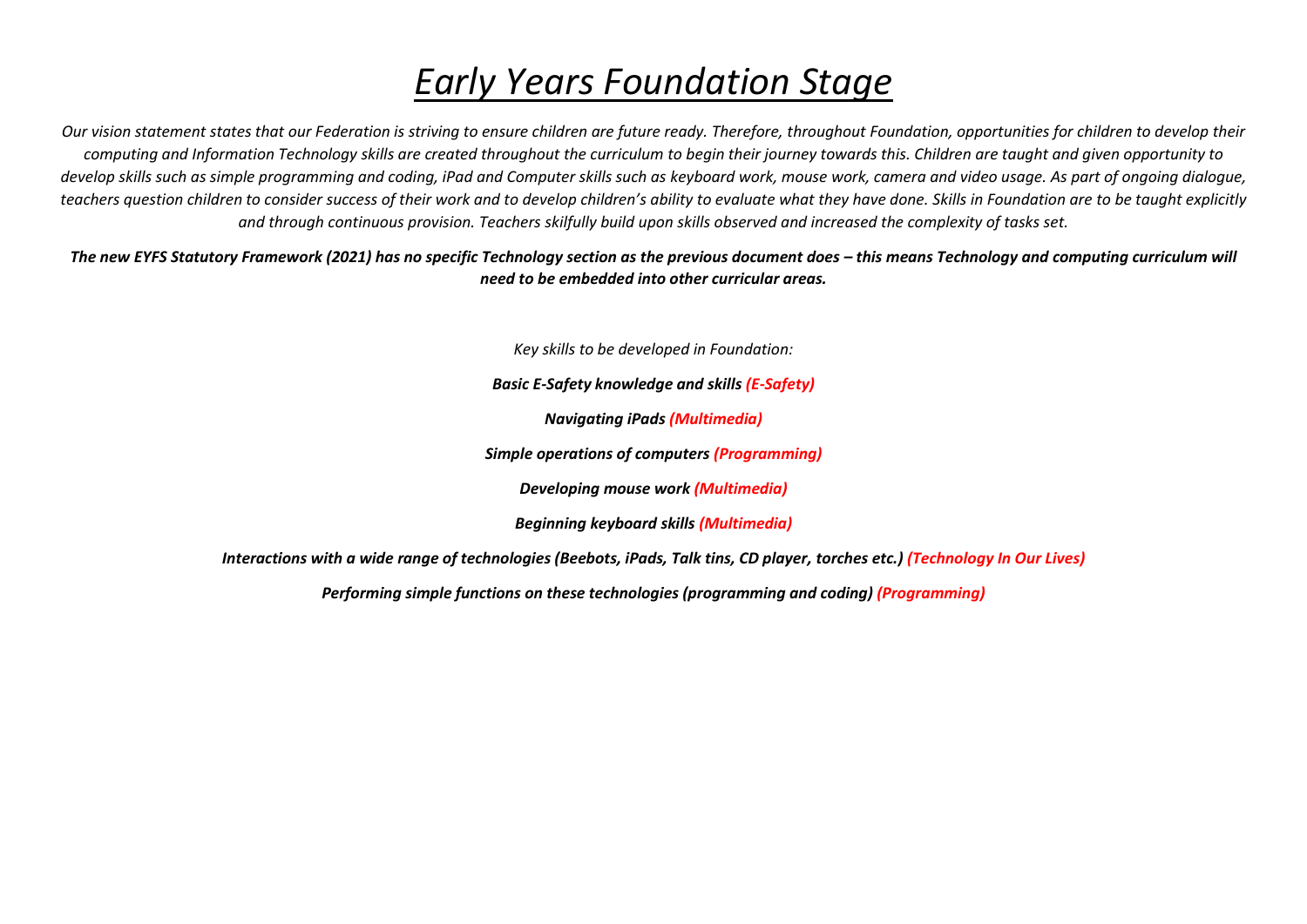# *Early Years Foundation Stage*

*Our vision statement states that our Federation is striving to ensure children are future ready. Therefore, throughout Foundation, opportunities for children to develop their computing and Information Technology skills are created throughout the curriculum to begin their journey towards this. Children are taught and given opportunity to develop skills such as simple programming and coding, iPad and Computer skills such as keyboard work, mouse work, camera and video usage. As part of ongoing dialogue, teachers question children to consider success of their work and to develop children's ability to evaluate what they have done. Skills in Foundation are to be taught explicitly and through continuous provision. Teachers skilfully build upon skills observed and increased the complexity of tasks set.*

***The new EYFS Statutory Framework (2021) has no specific Technology section as the previous document does – this means Technology and computing curriculum will need to be embedded into other curricular areas.***

*Key skills to be developed in Foundation:*

***Basic E-Safety knowledge and skills (E-Safety)***

***Navigating iPads (Multimedia)***

***Simple operations of computers (Programming)***

***Developing mouse work (Multimedia)***

***Beginning keyboard skills (Multimedia)***

***Interactions with a wide range of technologies (Beebots, iPads, Talk tins, CD player, torches etc.) (Technology In Our Lives)***

***Performing simple functions on these technologies (programming and coding) (Programming)***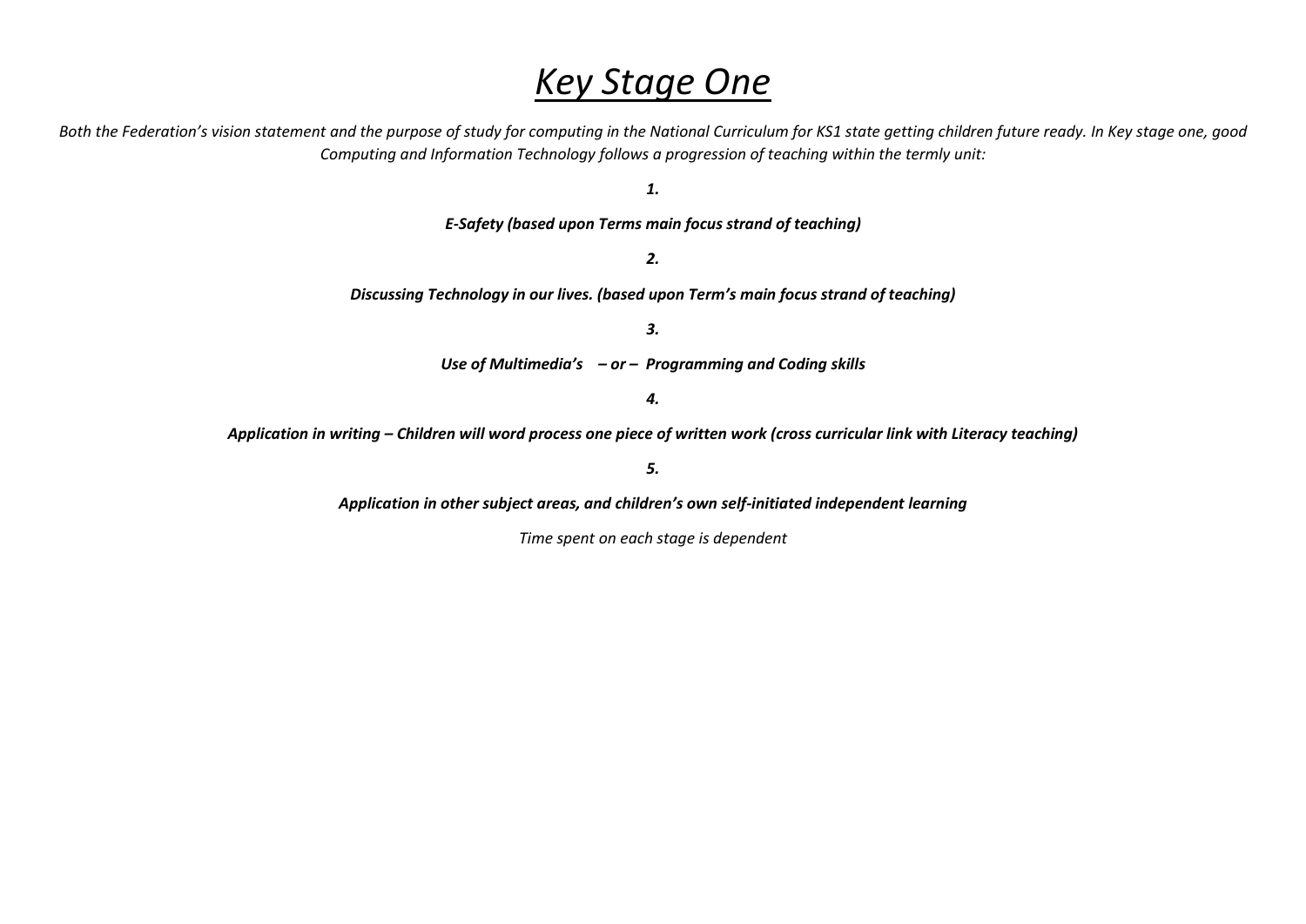# *Key Stage One*

*Both the Federation's vision statement and the purpose of study for computing in the National Curriculum for KS1 state getting children future ready. In Key stage one, good Computing and Information Technology follows a progression of teaching within the termly unit:*

***1.***

***E-Safety (based upon Terms main focus strand of teaching)***

***2.***

***Discussing Technology in our lives. (based upon Term's main focus strand of teaching)***

***3.***

***Use of Multimedia's – or – Programming and Coding skills***

***4.***

***Application in writing – Children will word process one piece of written work (cross curricular link with Literacy teaching)***

***5.***

***Application in other subject areas, and children's own self-initiated independent learning***

*Time spent on each stage is dependent*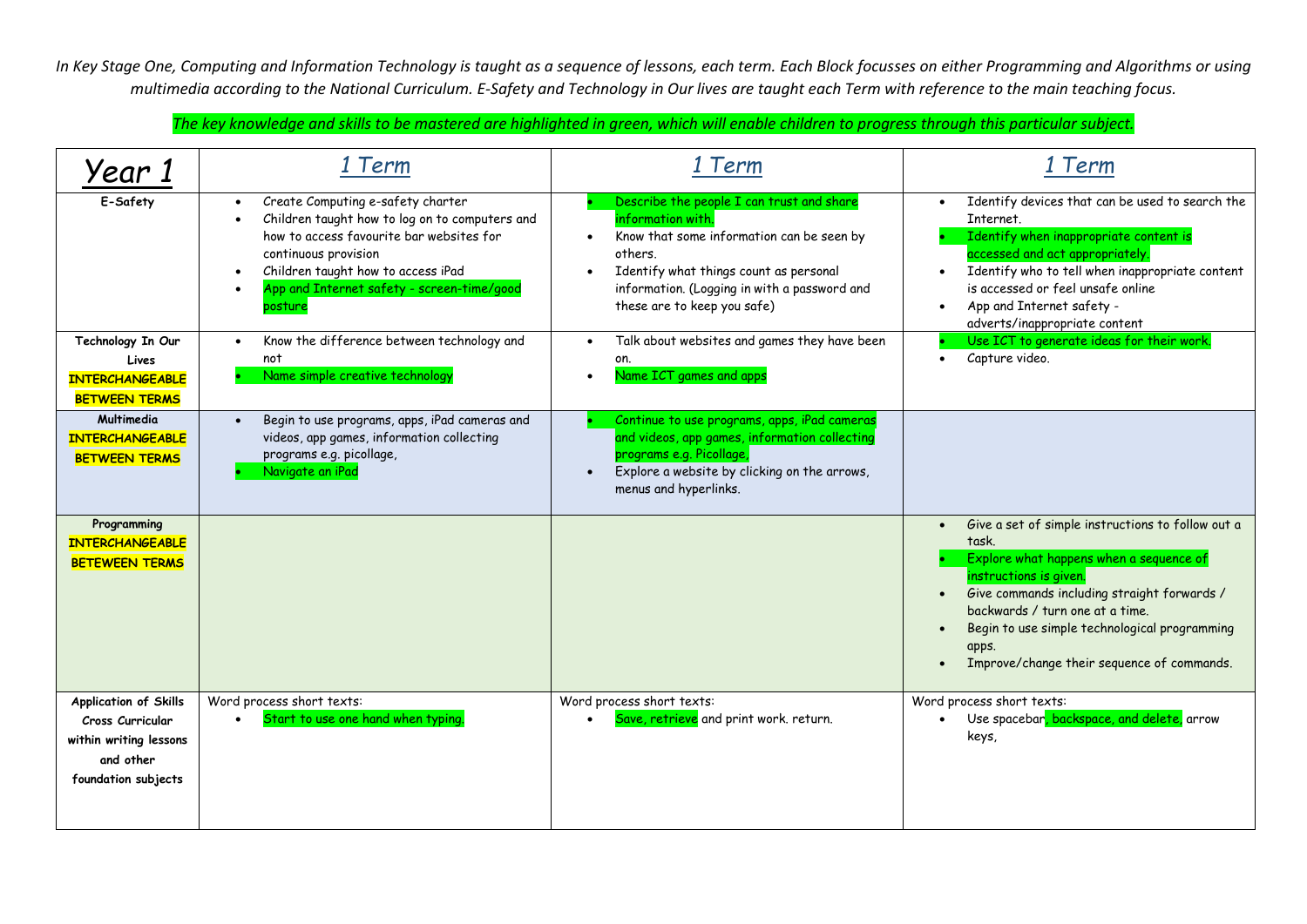*In Key Stage One, Computing and Information Technology is taught as a sequence of lessons, each term. Each Block focusses on either Programming and Algorithms or using multimedia according to the National Curriculum. E-Safety and Technology in Our lives are taught each Term with reference to the main teaching focus.*

*The key knowledge and skills to be mastered are highlighted in green, which will enable children to progress through this particular subject.*

| *Year 1* | *1 Term* | *1 Term* | *1 Term* |
|---|---|---|---|
| **E-Safety** | • Create Computing e-safety charter<br>• Children taught how to log on to computers and how to access favourite bar websites for continuous provision<br>• Children taught how to access iPad<br>• App and Internet safety - screen-time/good posture | • Describe the people I can trust and share information with.<br>• Know that some information can be seen by others.<br>• Identify what things count as personal information. (Logging in with a password and these are to keep you safe) | • Identify devices that can be used to search the Internet.<br>• Identify when inappropriate content is accessed and act appropriately.<br>• Identify who to tell when inappropriate content is accessed or feel unsafe online<br>• App and Internet safety - adverts/inappropriate content |
| **Technology In Our Lives INTERCHANGEABLE BETWEEN TERMS** | • Know the difference between technology and not<br>• Name simple creative technology | • Talk about websites and games they have been on.<br>• Name ICT games and apps | • Use ICT to generate ideas for their work.<br>• Capture video. |
| **Multimedia INTERCHANGEABLE BETWEEN TERMS** | • Begin to use programs, apps, iPad cameras and videos, app games, information collecting programs e.g. picollage,<br>• Navigate an iPad | • Continue to use programs, apps, iPad cameras and videos, app games, information collecting programs e.g. Picollage,<br>• Explore a website by clicking on the arrows, menus and hyperlinks. | |
| **Programming INTERCHANGEABLE BETEWEEN TERMS** | | | • Give a set of simple instructions to follow out a task.<br>• Explore what happens when a sequence of instructions is given.<br>• Give commands including straight forwards / backwards / turn one at a time.<br>• Begin to use simple technological programming apps.<br>• Improve/change their sequence of commands. |
| **Application of Skills Cross Curricular within writing lessons and other foundation subjects** | Word process short texts:<br>• Start to use one hand when typing. | Word process short texts:<br>• Save, retrieve and print work. return. | Word process short texts:<br>• Use spacebar, backspace, and delete, arrow keys, |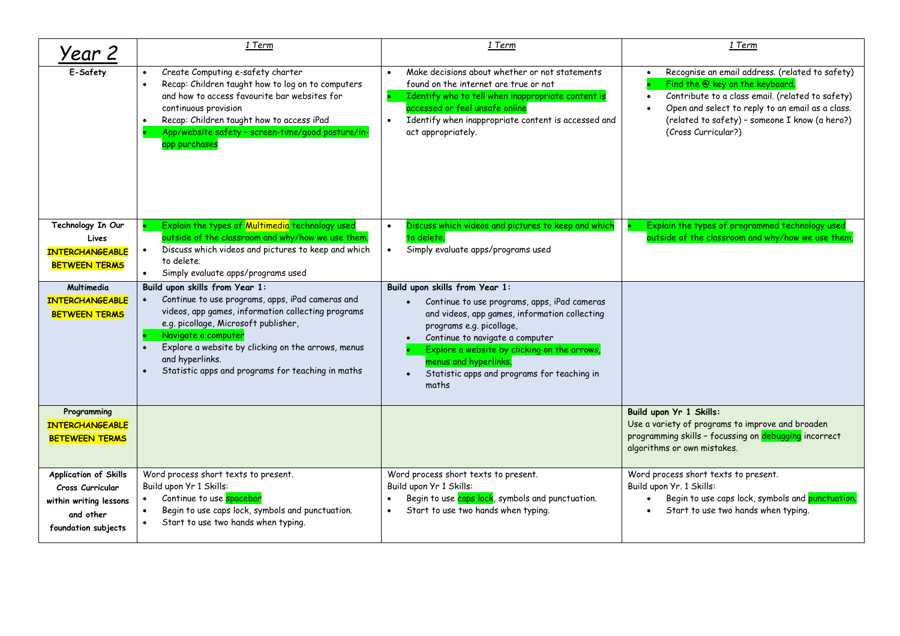| Year 2 | 1 Term | 1 Term | 1 Term |
|---|---|---|---|
| **E-Safety** | • Create Computing e-safety charter<br>• Recap: Children taught how to log on to computers and how to access favourite bar websites for continuous provision<br>• Recap: Children taught how to access iPad<br>• App/website safety – screen-time/good posture/in-app purchases | • Make decisions about whether or not statements found on the internet are true or not<br>• Identify who to tell when inappropriate content is accessed or feel unsafe online<br>• Identify when inappropriate content is accessed and act appropriately. | • Recognise an email address. (related to safety)<br>• Find the @ key on the keyboard.<br>• Contribute to a class email. (related to safety)<br>• Open and select to reply to an email as a class. (related to safety) – someone I know (a hero?) (Cross Curricular?) |
| **Technology In Our Lives**<br>**INTERCHANGEABLE BETWEEN TERMS** | • Explain the types of Multimedia technology used outside of the classroom and why/how we use them.<br>• Discuss which videos and pictures to keep and which to delete.<br>• Simply evaluate apps/programs used | • Discuss which videos and pictures to keep and which to delete.<br>• Simply evaluate apps/programs used | • Explain the types of programmed technology used outside of the classroom and why/how we use them. |
| **Multimedia**<br>**INTERCHANGEABLE BETWEEN TERMS** | **Build upon skills from Year 1:**<br>• Continue to use programs, apps, iPad cameras and videos, app games, information collecting programs e.g. picollage, Microsoft publisher,<br>• Navigate a computer<br>• Explore a website by clicking on the arrows, menus and hyperlinks.<br>• Statistic apps and programs for teaching in maths | **Build upon skills from Year 1:**<br>• Continue to use programs, apps, iPad cameras and videos, app games, information collecting programs e.g. picollage,<br>• Continue to navigate a computer<br>• Explore a website by clicking on the arrows, menus and hyperlinks.<br>• Statistic apps and programs for teaching in maths | |
| **Programming**<br>**INTERCHANGEABLE BETEWEEN TERMS** | | | **Build upon Yr 1 Skills:**<br>Use a variety of programs to improve and broaden programming skills – focussing on debugging incorrect algorithms or own mistakes. |
| **Application of Skills Cross Curricular within writing lessons and other foundation subjects** | Word process short texts to present.<br>Build upon Yr 1 Skills:<br>• Continue to use spacebar<br>• Begin to use caps lock, symbols and punctuation.<br>• Start to use two hands when typing. | Word process short texts to present.<br>Build upon Yr 1 Skills:<br>• Begin to use caps lock, symbols and punctuation.<br>• Start to use two hands when typing. | Word process short texts to present.<br>Build upon Yr. 1 Skills:<br>• Begin to use caps lock, symbols and punctuation.<br>• Start to use two hands when typing. |